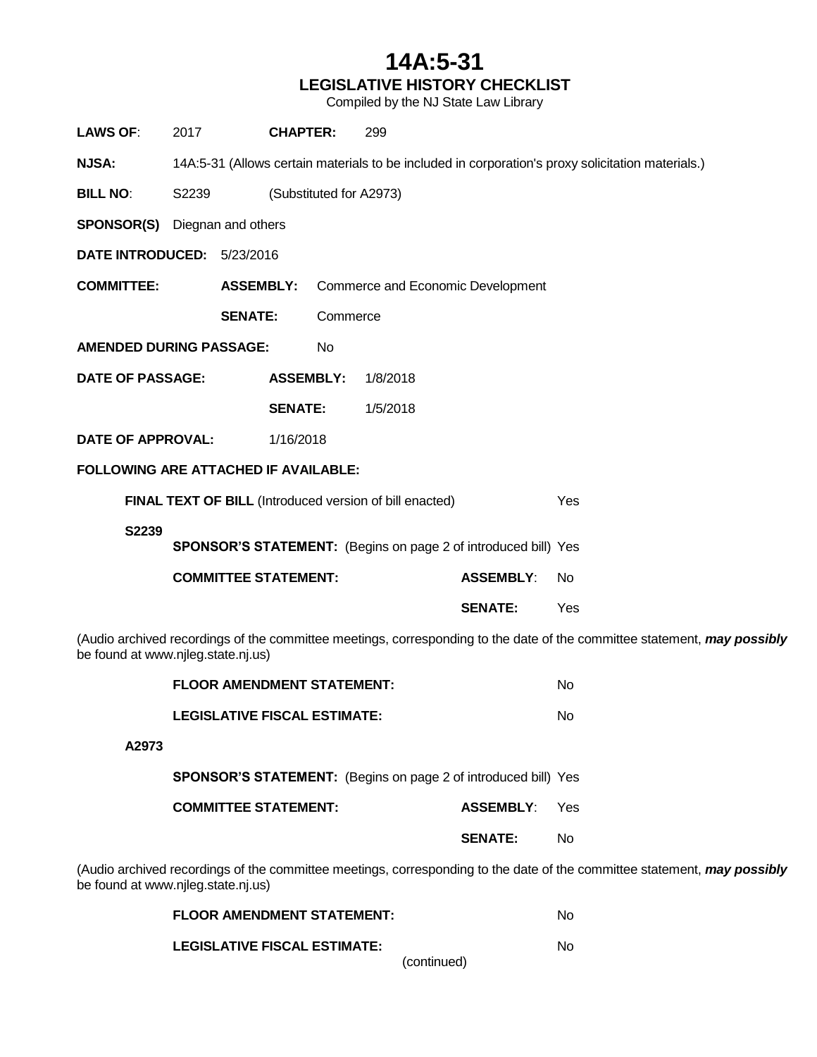# 14A:5-31

## LEGISLATIVE HISTORY CHECKLIST

Compiled by the NJ State Law Library

**LAWS OF**: 2017 **CHAPTER:** 299

**NJSA:** 14A:5-31 (Allows certain materials to be included in corporation's proxy solicitation materials.)

**BILL NO**: S2239 (Substituted for A2973)

**SPONSOR(S)** Diegnan and others

**DATE INTRODUCED:** 5/23/2016

**COMMITTEE:**
- **ASSEMBLY:** Commerce and Economic Development
- **SENATE:** Commerce

**AMENDED DURING PASSAGE:** No

**DATE OF PASSAGE:**
- **ASSEMBLY:** 1/8/2018
- **SENATE:** 1/5/2018

**DATE OF APPROVAL:** 1/16/2018

**FOLLOWING ARE ATTACHED IF AVAILABLE:**

**FINAL TEXT OF BILL** (Introduced version of bill enacted) Yes

**S2239**

**SPONSOR'S STATEMENT:** (Begins on page 2 of introduced bill) Yes

**COMMITTEE STATEMENT:**
- **ASSEMBLY**: No
- **SENATE:** Yes

(Audio archived recordings of the committee meetings, corresponding to the date of the committee statement, ***may possibly*** be found at www.njleg.state.nj.us)

**FLOOR AMENDMENT STATEMENT:** No

**LEGISLATIVE FISCAL ESTIMATE:** No

**A2973**

**SPONSOR'S STATEMENT:** (Begins on page 2 of introduced bill) Yes

**COMMITTEE STATEMENT:**
- **ASSEMBLY**: Yes
- **SENATE:** No

(Audio archived recordings of the committee meetings, corresponding to the date of the committee statement, ***may possibly*** be found at www.njleg.state.nj.us)

**FLOOR AMENDMENT STATEMENT:** No

**LEGISLATIVE FISCAL ESTIMATE:** No

(continued)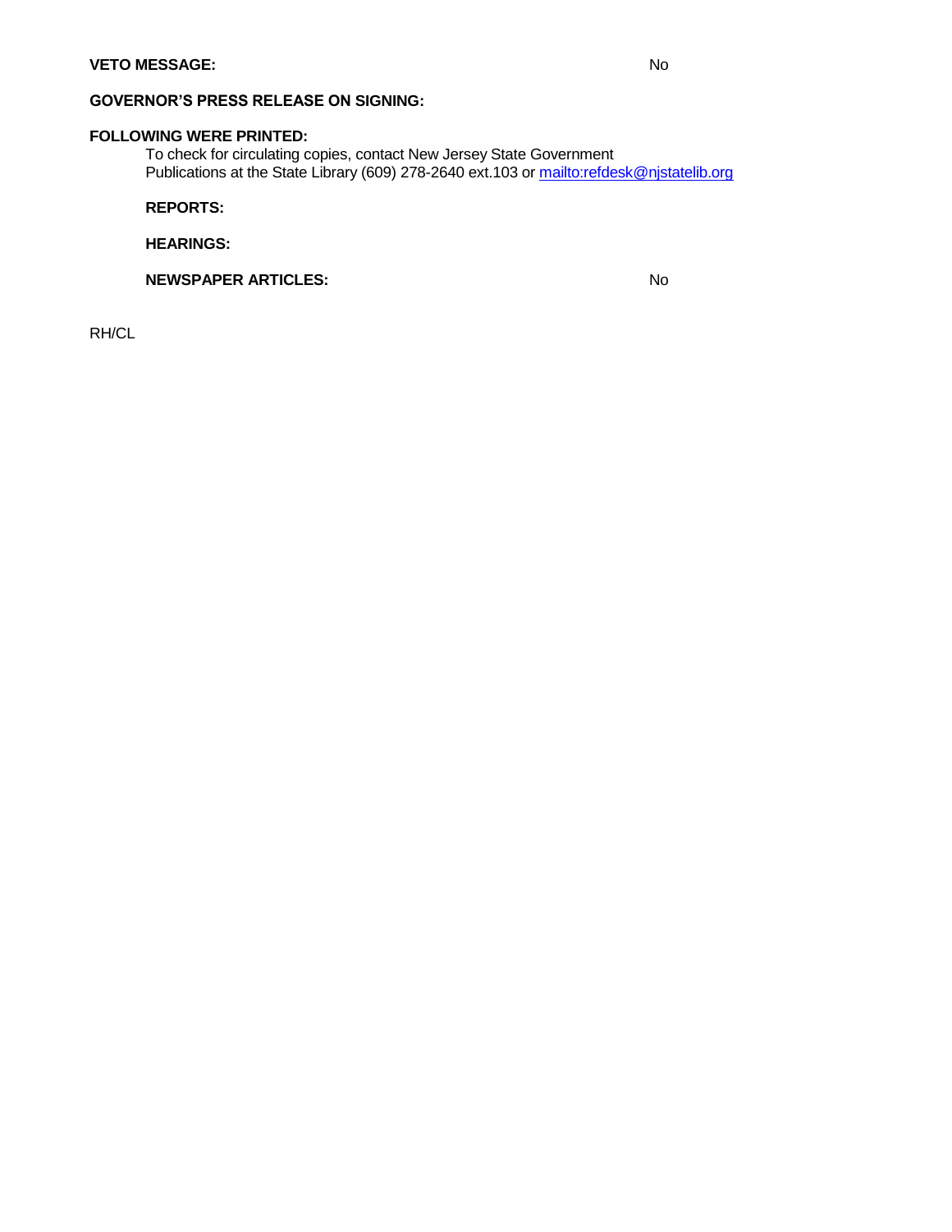**VETO MESSAGE:** No

**GOVERNOR'S PRESS RELEASE ON SIGNING:**

**FOLLOWING WERE PRINTED:**

To check for circulating copies, contact New Jersey State Government Publications at the State Library (609) 278-2640 ext.103 or mailto:refdesk@njstatelib.org

**REPORTS:**

**HEARINGS:**

**NEWSPAPER ARTICLES:** No

RH/CL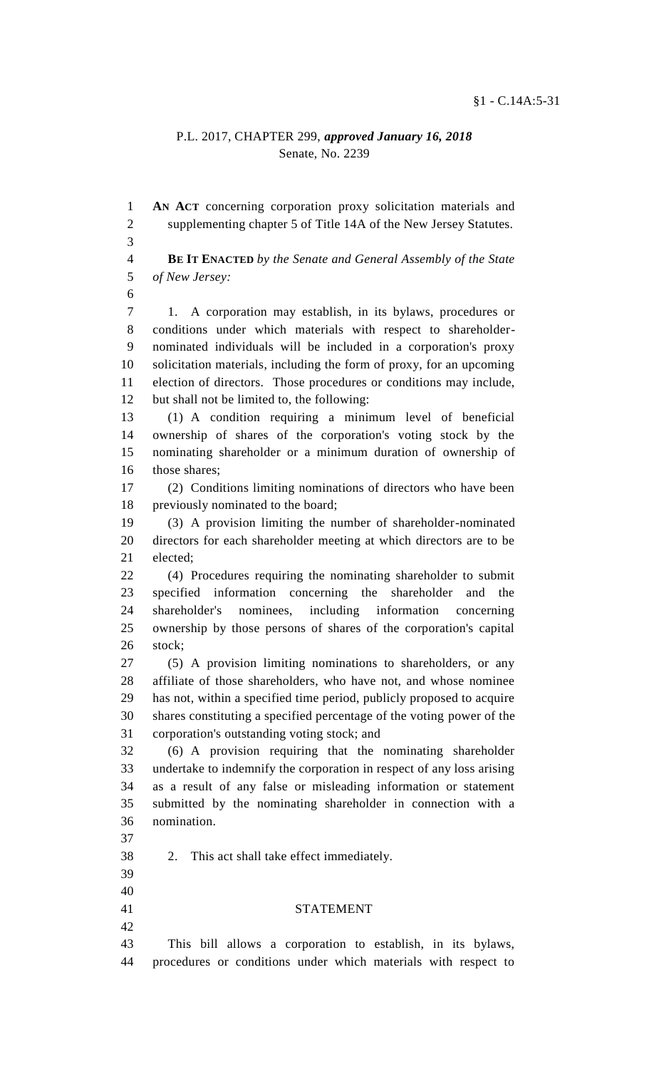§1 - C.14A:5-31

P.L. 2017, CHAPTER 299, ***approved January 16, 2018***
Senate, No. 2239

**AN ACT** concerning corporation proxy solicitation materials and supplementing chapter 5 of Title 14A of the New Jersey Statutes.

**BE IT ENACTED** *by the Senate and General Assembly of the State of New Jersey:*

1. A corporation may establish, in its bylaws, procedures or conditions under which materials with respect to shareholder-nominated individuals will be included in a corporation's proxy solicitation materials, including the form of proxy, for an upcoming election of directors. Those procedures or conditions may include, but shall not be limited to, the following:

(1) A condition requiring a minimum level of beneficial ownership of shares of the corporation's voting stock by the nominating shareholder or a minimum duration of ownership of those shares;

(2) Conditions limiting nominations of directors who have been previously nominated to the board;

(3) A provision limiting the number of shareholder-nominated directors for each shareholder meeting at which directors are to be elected;

(4) Procedures requiring the nominating shareholder to submit specified information concerning the shareholder and the shareholder's nominees, including information concerning ownership by those persons of shares of the corporation's capital stock;

(5) A provision limiting nominations to shareholders, or any affiliate of those shareholders, who have not, and whose nominee has not, within a specified time period, publicly proposed to acquire shares constituting a specified percentage of the voting power of the corporation's outstanding voting stock; and

(6) A provision requiring that the nominating shareholder undertake to indemnify the corporation in respect of any loss arising as a result of any false or misleading information or statement submitted by the nominating shareholder in connection with a nomination.

2. This act shall take effect immediately.

## STATEMENT

This bill allows a corporation to establish, in its bylaws, procedures or conditions under which materials with respect to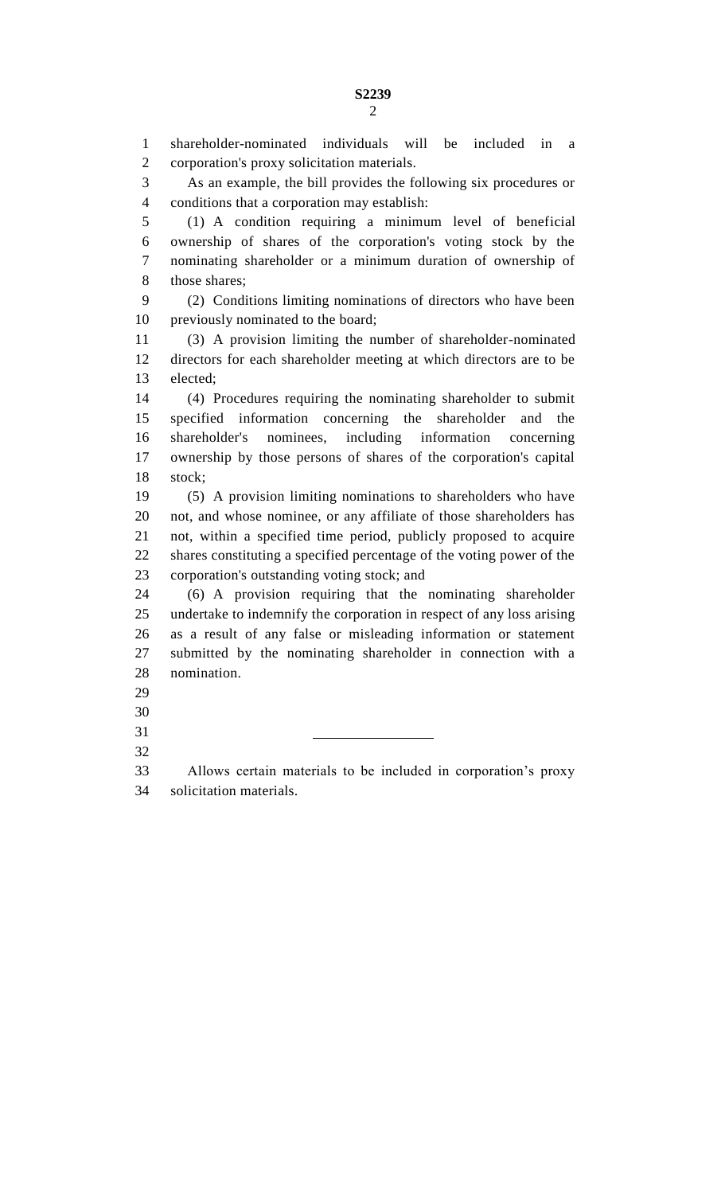shareholder-nominated individuals will be included in a corporation's proxy solicitation materials.

As an example, the bill provides the following six procedures or conditions that a corporation may establish:

(1) A condition requiring a minimum level of beneficial ownership of shares of the corporation's voting stock by the nominating shareholder or a minimum duration of ownership of those shares;

(2) Conditions limiting nominations of directors who have been previously nominated to the board;

(3) A provision limiting the number of shareholder-nominated directors for each shareholder meeting at which directors are to be elected;

(4) Procedures requiring the nominating shareholder to submit specified information concerning the shareholder and the shareholder's nominees, including information concerning ownership by those persons of shares of the corporation's capital stock;

(5) A provision limiting nominations to shareholders who have not, and whose nominee, or any affiliate of those shareholders has not, within a specified time period, publicly proposed to acquire shares constituting a specified percentage of the voting power of the corporation's outstanding voting stock; and

(6) A provision requiring that the nominating shareholder undertake to indemnify the corporation in respect of any loss arising as a result of any false or misleading information or statement submitted by the nominating shareholder in connection with a nomination.

---

Allows certain materials to be included in corporation's proxy solicitation materials.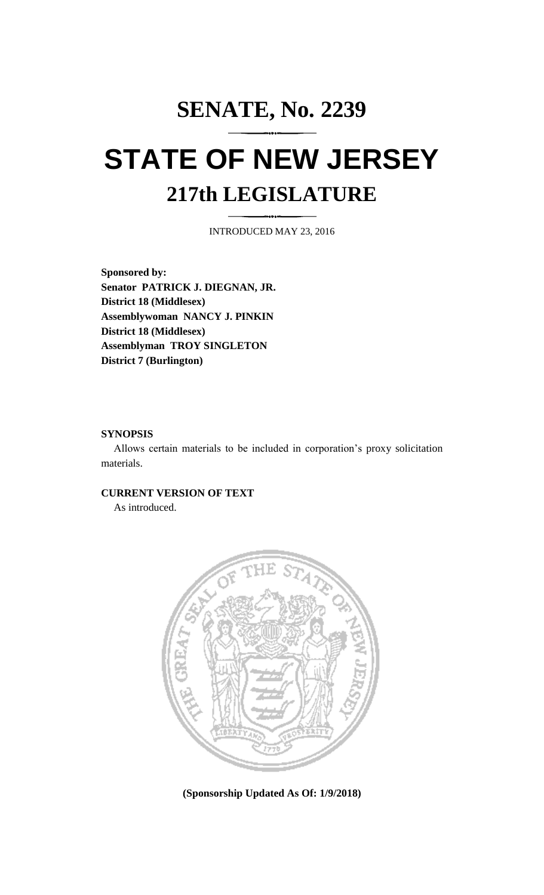# SENATE, No. 2239

# STATE OF NEW JERSEY

## 217th LEGISLATURE

INTRODUCED MAY 23, 2016

**Sponsored by:**
**Senator PATRICK J. DIEGNAN, JR.**
**District 18 (Middlesex)**
**Assemblywoman NANCY J. PINKIN**
**District 18 (Middlesex)**
**Assemblyman TROY SINGLETON**
**District 7 (Burlington)**

**SYNOPSIS**

Allows certain materials to be included in corporation's proxy solicitation materials.

**CURRENT VERSION OF TEXT**

As introduced.

**(Sponsorship Updated As Of: 1/9/2018)**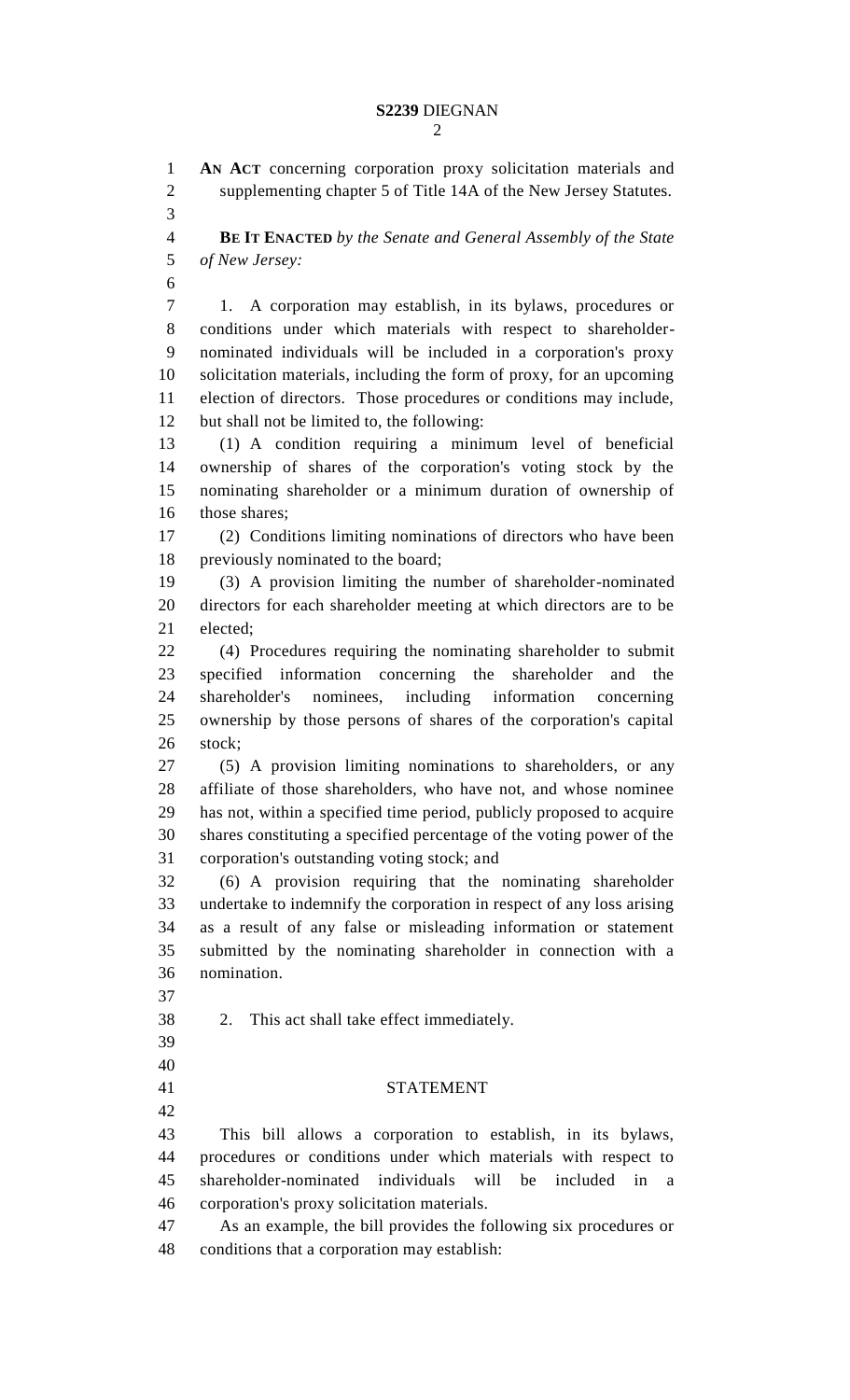**AN ACT** concerning corporation proxy solicitation materials and supplementing chapter 5 of Title 14A of the New Jersey Statutes.

**BE IT ENACTED** *by the Senate and General Assembly of the State of New Jersey:*

1. A corporation may establish, in its bylaws, procedures or conditions under which materials with respect to shareholder-nominated individuals will be included in a corporation's proxy solicitation materials, including the form of proxy, for an upcoming election of directors. Those procedures or conditions may include, but shall not be limited to, the following:

(1) A condition requiring a minimum level of beneficial ownership of shares of the corporation's voting stock by the nominating shareholder or a minimum duration of ownership of those shares;

(2) Conditions limiting nominations of directors who have been previously nominated to the board;

(3) A provision limiting the number of shareholder-nominated directors for each shareholder meeting at which directors are to be elected;

(4) Procedures requiring the nominating shareholder to submit specified information concerning the shareholder and the shareholder's nominees, including information concerning ownership by those persons of shares of the corporation's capital stock;

(5) A provision limiting nominations to shareholders, or any affiliate of those shareholders, who have not, and whose nominee has not, within a specified time period, publicly proposed to acquire shares constituting a specified percentage of the voting power of the corporation's outstanding voting stock; and

(6) A provision requiring that the nominating shareholder undertake to indemnify the corporation in respect of any loss arising as a result of any false or misleading information or statement submitted by the nominating shareholder in connection with a nomination.

2. This act shall take effect immediately.

STATEMENT

This bill allows a corporation to establish, in its bylaws, procedures or conditions under which materials with respect to shareholder-nominated individuals will be included in a corporation's proxy solicitation materials.

As an example, the bill provides the following six procedures or conditions that a corporation may establish: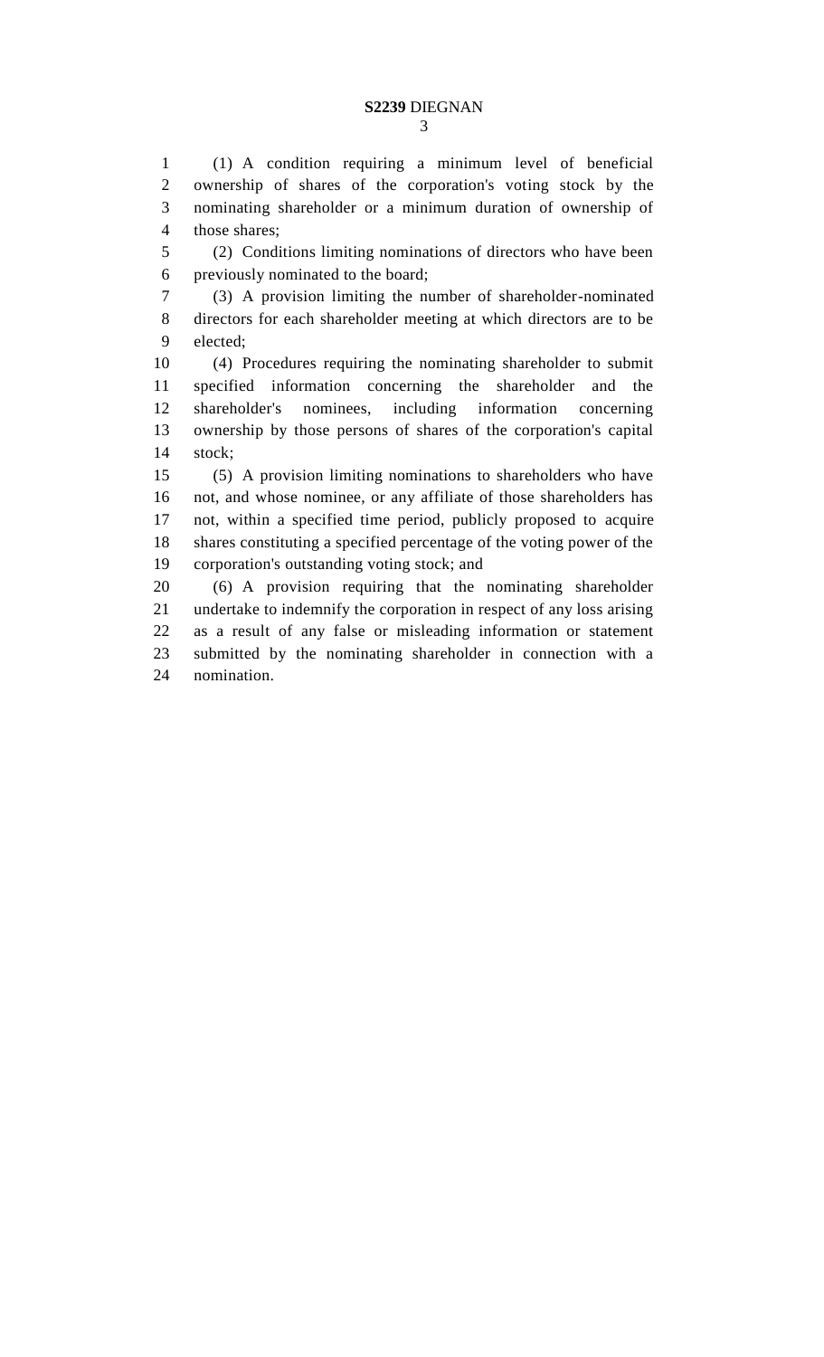(1) A condition requiring a minimum level of beneficial ownership of shares of the corporation's voting stock by the nominating shareholder or a minimum duration of ownership of those shares;

(2) Conditions limiting nominations of directors who have been previously nominated to the board;

(3) A provision limiting the number of shareholder-nominated directors for each shareholder meeting at which directors are to be elected;

(4) Procedures requiring the nominating shareholder to submit specified information concerning the shareholder and the shareholder's nominees, including information concerning ownership by those persons of shares of the corporation's capital stock;

(5) A provision limiting nominations to shareholders who have not, and whose nominee, or any affiliate of those shareholders has not, within a specified time period, publicly proposed to acquire shares constituting a specified percentage of the voting power of the corporation's outstanding voting stock; and

(6) A provision requiring that the nominating shareholder undertake to indemnify the corporation in respect of any loss arising as a result of any false or misleading information or statement submitted by the nominating shareholder in connection with a nomination.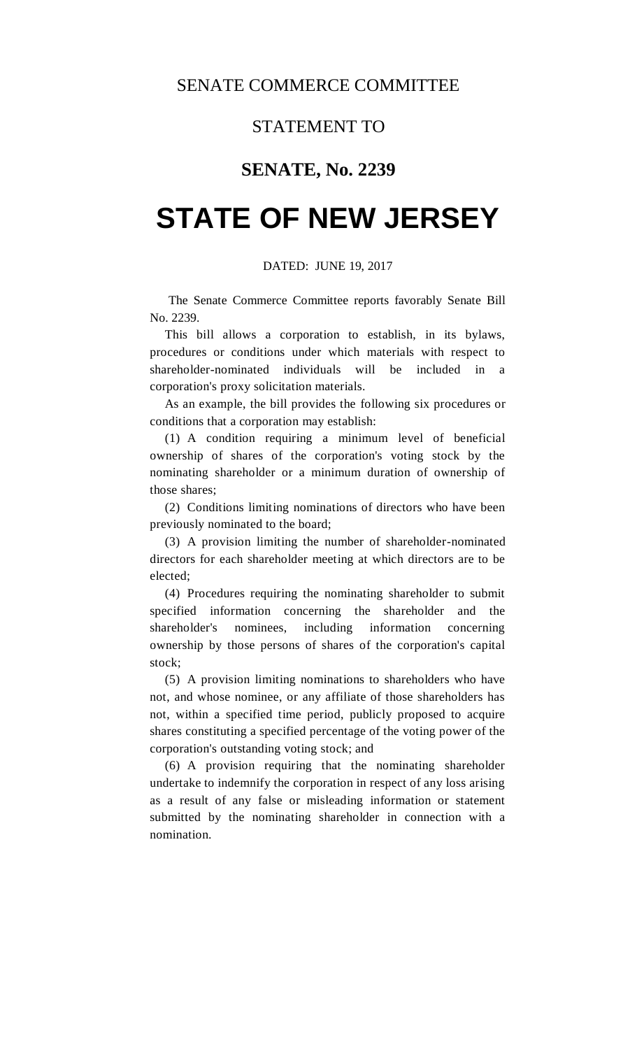SENATE COMMERCE COMMITTEE

STATEMENT TO

## SENATE, No. 2239

# STATE OF NEW JERSEY

DATED: JUNE 19, 2017

The Senate Commerce Committee reports favorably Senate Bill No. 2239.

This bill allows a corporation to establish, in its bylaws, procedures or conditions under which materials with respect to shareholder-nominated individuals will be included in a corporation's proxy solicitation materials.

As an example, the bill provides the following six procedures or conditions that a corporation may establish:

(1) A condition requiring a minimum level of beneficial ownership of shares of the corporation's voting stock by the nominating shareholder or a minimum duration of ownership of those shares;

(2) Conditions limiting nominations of directors who have been previously nominated to the board;

(3) A provision limiting the number of shareholder-nominated directors for each shareholder meeting at which directors are to be elected;

(4) Procedures requiring the nominating shareholder to submit specified information concerning the shareholder and the shareholder's nominees, including information concerning ownership by those persons of shares of the corporation's capital stock;

(5) A provision limiting nominations to shareholders who have not, and whose nominee, or any affiliate of those shareholders has not, within a specified time period, publicly proposed to acquire shares constituting a specified percentage of the voting power of the corporation's outstanding voting stock; and

(6) A provision requiring that the nominating shareholder undertake to indemnify the corporation in respect of any loss arising as a result of any false or misleading information or statement submitted by the nominating shareholder in connection with a nomination.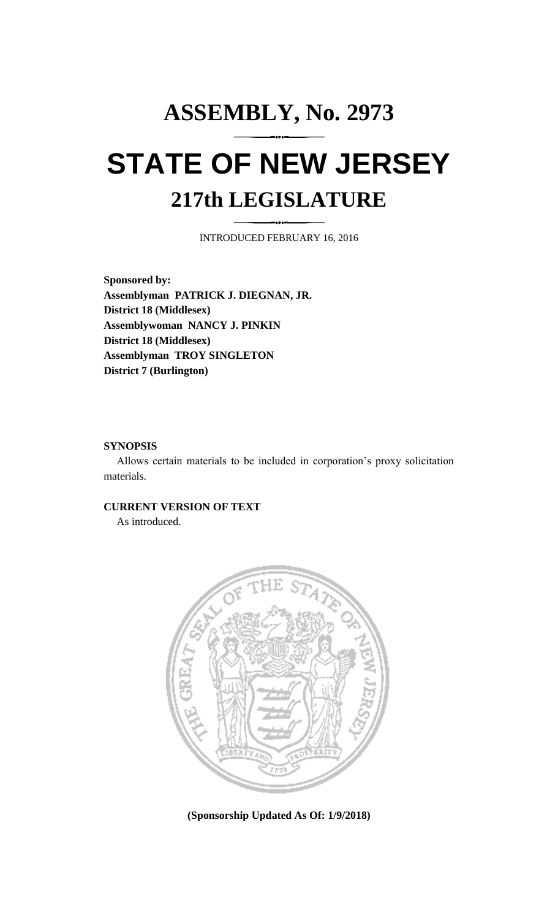# ASSEMBLY, No. 2973

# STATE OF NEW JERSEY

## 217th LEGISLATURE

INTRODUCED FEBRUARY 16, 2016

**Sponsored by:**
**Assemblyman PATRICK J. DIEGNAN, JR.**
**District 18 (Middlesex)**
**Assemblywoman NANCY J. PINKIN**
**District 18 (Middlesex)**
**Assemblyman TROY SINGLETON**
**District 7 (Burlington)**

**SYNOPSIS**

Allows certain materials to be included in corporation's proxy solicitation materials.

**CURRENT VERSION OF TEXT**

As introduced.

**(Sponsorship Updated As Of: 1/9/2018)**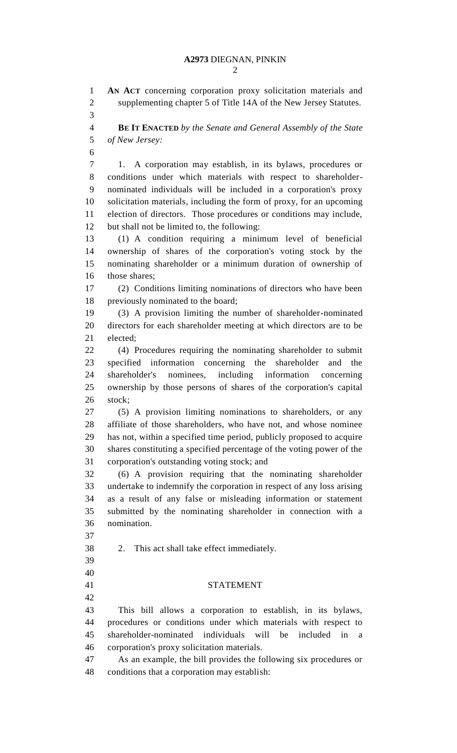**AN ACT** concerning corporation proxy solicitation materials and supplementing chapter 5 of Title 14A of the New Jersey Statutes.

**BE IT ENACTED** *by the Senate and General Assembly of the State of New Jersey:*

1. A corporation may establish, in its bylaws, procedures or conditions under which materials with respect to shareholder-nominated individuals will be included in a corporation's proxy solicitation materials, including the form of proxy, for an upcoming election of directors. Those procedures or conditions may include, but shall not be limited to, the following:

(1) A condition requiring a minimum level of beneficial ownership of shares of the corporation's voting stock by the nominating shareholder or a minimum duration of ownership of those shares;

(2) Conditions limiting nominations of directors who have been previously nominated to the board;

(3) A provision limiting the number of shareholder-nominated directors for each shareholder meeting at which directors are to be elected;

(4) Procedures requiring the nominating shareholder to submit specified information concerning the shareholder and the shareholder's nominees, including information concerning ownership by those persons of shares of the corporation's capital stock;

(5) A provision limiting nominations to shareholders, or any affiliate of those shareholders, who have not, and whose nominee has not, within a specified time period, publicly proposed to acquire shares constituting a specified percentage of the voting power of the corporation's outstanding voting stock; and

(6) A provision requiring that the nominating shareholder undertake to indemnify the corporation in respect of any loss arising as a result of any false or misleading information or statement submitted by the nominating shareholder in connection with a nomination.

2. This act shall take effect immediately.

STATEMENT

This bill allows a corporation to establish, in its bylaws, procedures or conditions under which materials with respect to shareholder-nominated individuals will be included in a corporation's proxy solicitation materials.

As an example, the bill provides the following six procedures or conditions that a corporation may establish: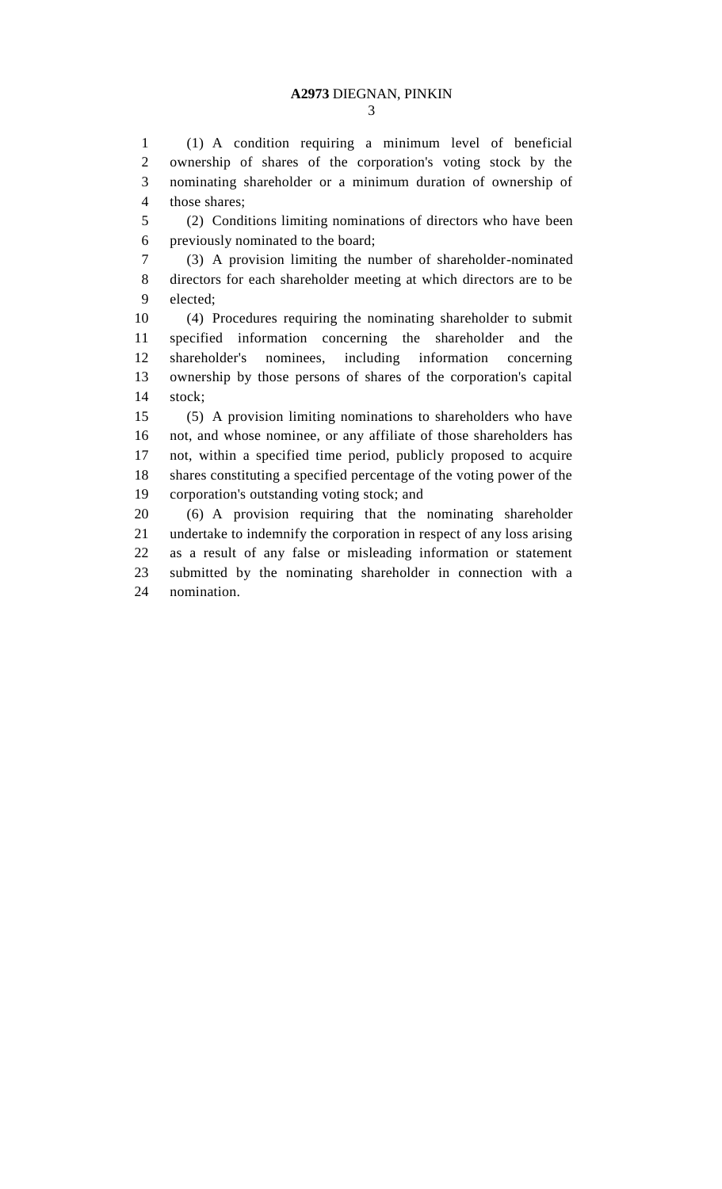(1) A condition requiring a minimum level of beneficial ownership of shares of the corporation's voting stock by the nominating shareholder or a minimum duration of ownership of those shares;

(2) Conditions limiting nominations of directors who have been previously nominated to the board;

(3) A provision limiting the number of shareholder-nominated directors for each shareholder meeting at which directors are to be elected;

(4) Procedures requiring the nominating shareholder to submit specified information concerning the shareholder and the shareholder's nominees, including information concerning ownership by those persons of shares of the corporation's capital stock;

(5) A provision limiting nominations to shareholders who have not, and whose nominee, or any affiliate of those shareholders has not, within a specified time period, publicly proposed to acquire shares constituting a specified percentage of the voting power of the corporation's outstanding voting stock; and

(6) A provision requiring that the nominating shareholder undertake to indemnify the corporation in respect of any loss arising as a result of any false or misleading information or statement submitted by the nominating shareholder in connection with a nomination.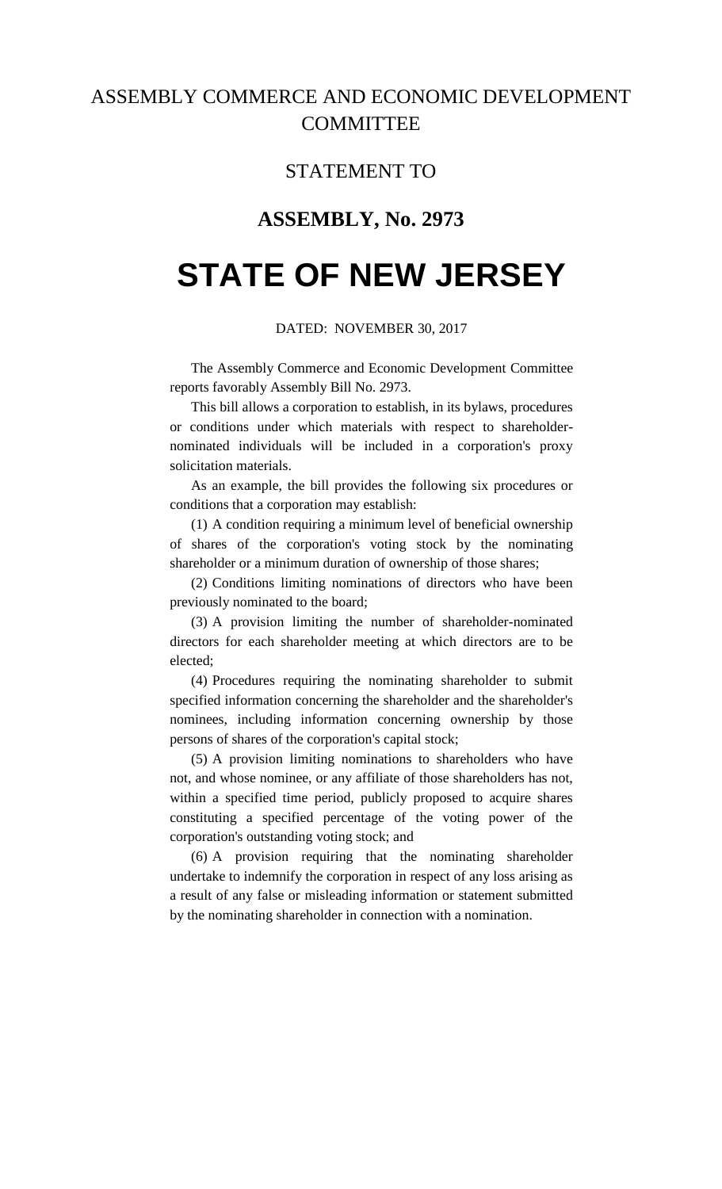# ASSEMBLY COMMERCE AND ECONOMIC DEVELOPMENT COMMITTEE

## STATEMENT TO

## ASSEMBLY, No. 2973

# STATE OF NEW JERSEY

DATED: NOVEMBER 30, 2017

The Assembly Commerce and Economic Development Committee reports favorably Assembly Bill No. 2973.

This bill allows a corporation to establish, in its bylaws, procedures or conditions under which materials with respect to shareholder-nominated individuals will be included in a corporation's proxy solicitation materials.

As an example, the bill provides the following six procedures or conditions that a corporation may establish:

(1) A condition requiring a minimum level of beneficial ownership of shares of the corporation's voting stock by the nominating shareholder or a minimum duration of ownership of those shares;

(2) Conditions limiting nominations of directors who have been previously nominated to the board;

(3) A provision limiting the number of shareholder-nominated directors for each shareholder meeting at which directors are to be elected;

(4) Procedures requiring the nominating shareholder to submit specified information concerning the shareholder and the shareholder's nominees, including information concerning ownership by those persons of shares of the corporation's capital stock;

(5) A provision limiting nominations to shareholders who have not, and whose nominee, or any affiliate of those shareholders has not, within a specified time period, publicly proposed to acquire shares constituting a specified percentage of the voting power of the corporation's outstanding voting stock; and

(6) A provision requiring that the nominating shareholder undertake to indemnify the corporation in respect of any loss arising as a result of any false or misleading information or statement submitted by the nominating shareholder in connection with a nomination.